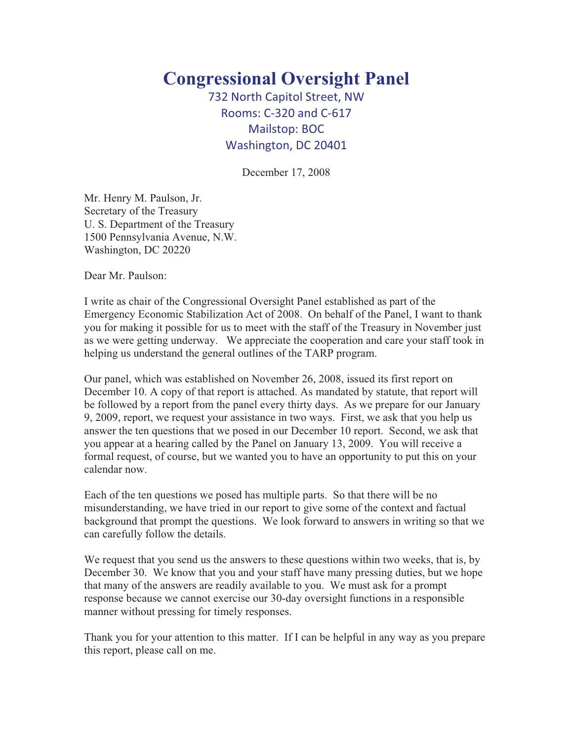# Congressional Oversight Panel

732 North Capitol Street, NW
Rooms: C-320 and C-617
Mailstop: BOC
Washington, DC 20401

December 17, 2008

Mr. Henry M. Paulson, Jr.
Secretary of the Treasury
U. S. Department of the Treasury
1500 Pennsylvania Avenue, N.W.
Washington, DC 20220

Dear Mr. Paulson:

I write as chair of the Congressional Oversight Panel established as part of the Emergency Economic Stabilization Act of 2008. On behalf of the Panel, I want to thank you for making it possible for us to meet with the staff of the Treasury in November just as we were getting underway. We appreciate the cooperation and care your staff took in helping us understand the general outlines of the TARP program.

Our panel, which was established on November 26, 2008, issued its first report on December 10. A copy of that report is attached. As mandated by statute, that report will be followed by a report from the panel every thirty days. As we prepare for our January 9, 2009, report, we request your assistance in two ways. First, we ask that you help us answer the ten questions that we posed in our December 10 report. Second, we ask that you appear at a hearing called by the Panel on January 13, 2009. You will receive a formal request, of course, but we wanted you to have an opportunity to put this on your calendar now.

Each of the ten questions we posed has multiple parts. So that there will be no misunderstanding, we have tried in our report to give some of the context and factual background that prompt the questions. We look forward to answers in writing so that we can carefully follow the details.

We request that you send us the answers to these questions within two weeks, that is, by December 30. We know that you and your staff have many pressing duties, but we hope that many of the answers are readily available to you. We must ask for a prompt response because we cannot exercise our 30-day oversight functions in a responsible manner without pressing for timely responses.

Thank you for your attention to this matter. If I can be helpful in any way as you prepare this report, please call on me.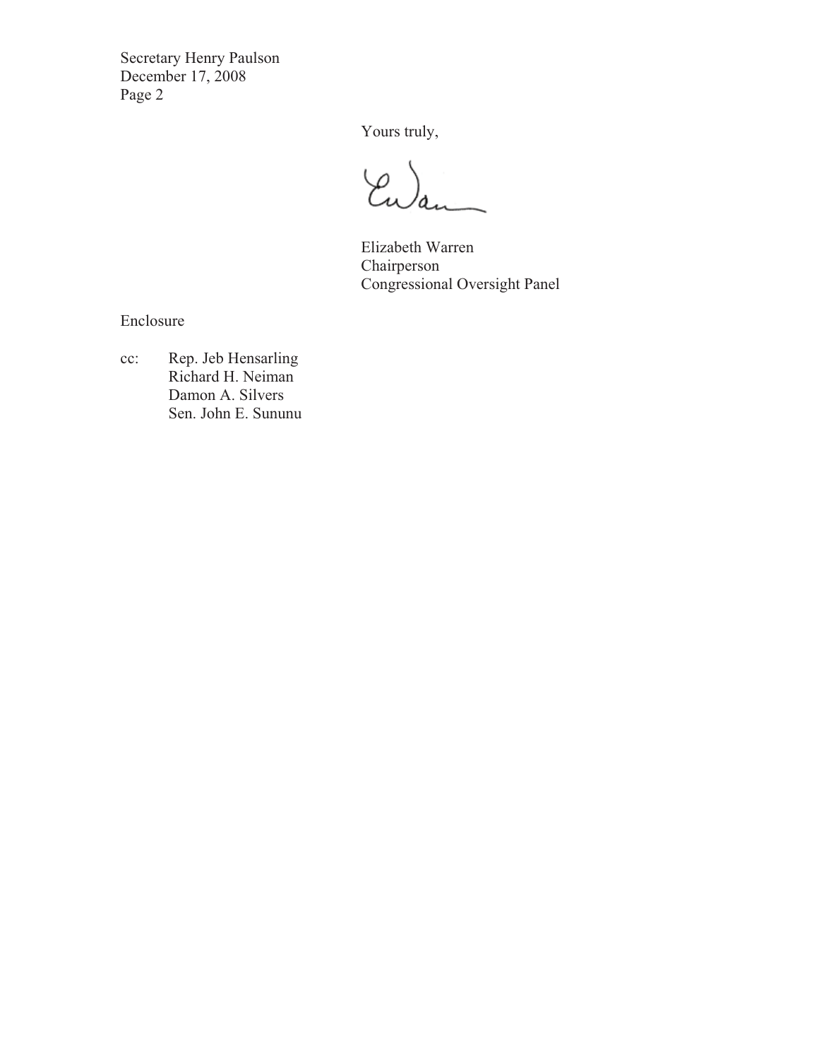Yours truly,

Elizabeth Warren
Chairperson
Congressional Oversight Panel

Enclosure

cc: Rep. Jeb Hensarling
Richard H. Neiman
Damon A. Silvers
Sen. John E. Sununu